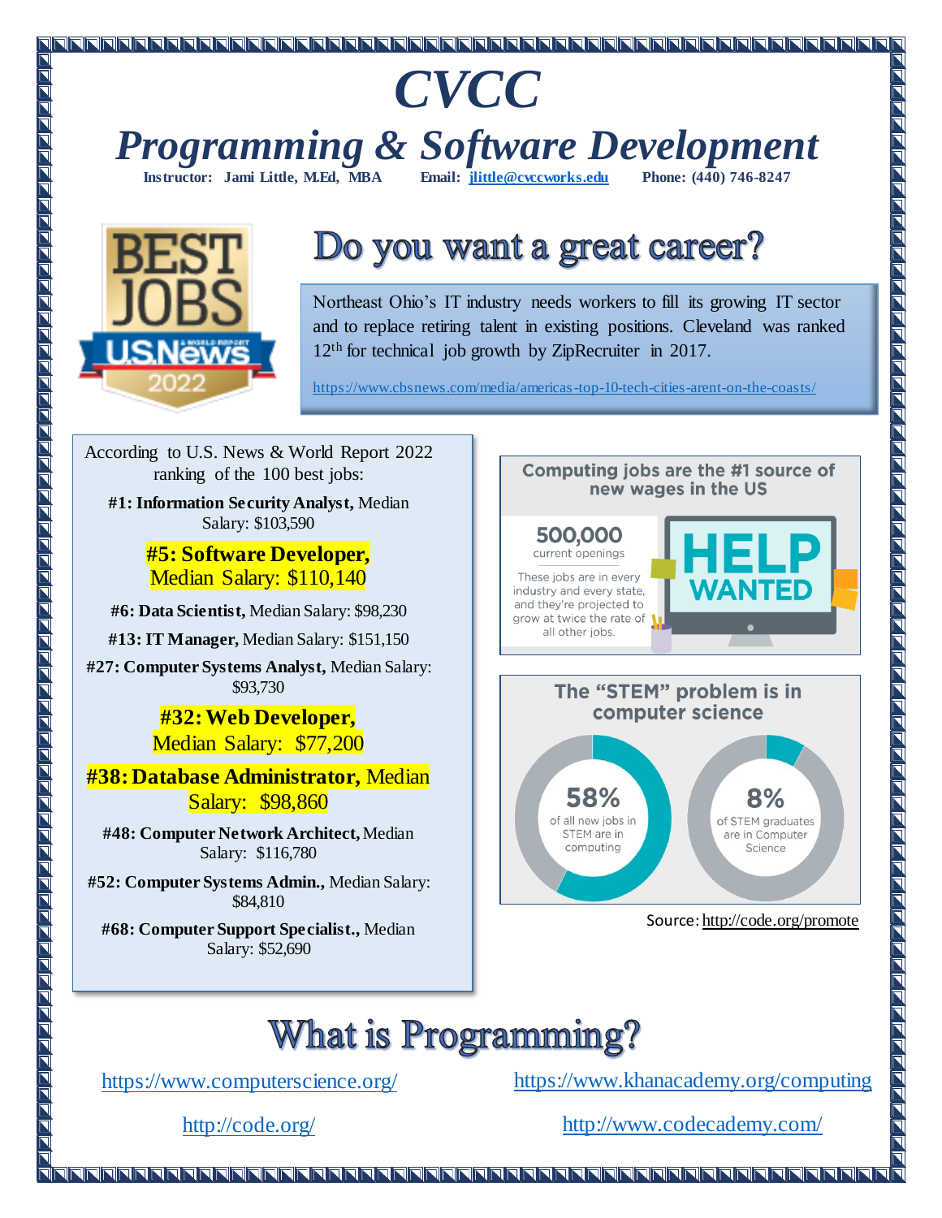# CVCC

# Programming & Software Development

**Instructor: Jami Little, M.Ed, MBA** **Email: jlittle@cvccworks.edu** **Phone: (440) 746-8247**

## Do you want a great career?

Northeast Ohio's IT industry needs workers to fill its growing IT sector and to replace retiring talent in existing positions. Cleveland was ranked 12th for technical job growth by ZipRecruiter in 2017.

https://www.cbsnews.com/media/americas-top-10-tech-cities-arent-on-the-coasts/

According to U.S. News & World Report 2022 ranking of the 100 best jobs:

**#1: Information Security Analyst,** Median Salary: $103,590

**#5: Software Developer,** Median Salary: $110,140

**#6: Data Scientist,** Median Salary: $98,230

**#13: IT Manager,** Median Salary: $151,150

**#27: Computer Systems Analyst,** Median Salary: $93,730

**#32: Web Developer,** Median Salary: $77,200

**#38: Database Administrator,** Median Salary: $98,860

**#48: Computer Network Architect,** Median Salary: $116,780

**#52: Computer Systems Admin.,** Median Salary: $84,810

**#68: Computer Support Specialist.,** Median Salary: $52,690

**Computing jobs are the #1 source of new wages in the US**

500,000 current openings

These jobs are in every industry and every state, and they're projected to grow at twice the rate of all other jobs.

HELP WANTED

**The "STEM" problem is in computer science**

58% of all new jobs in STEM are in computing

8% of STEM graduates are in Computer Science

Source: http://code.org/promote

## What is Programming?

https://www.computerscience.org/

https://www.khanacademy.org/computing

http://code.org/

http://www.codecademy.com/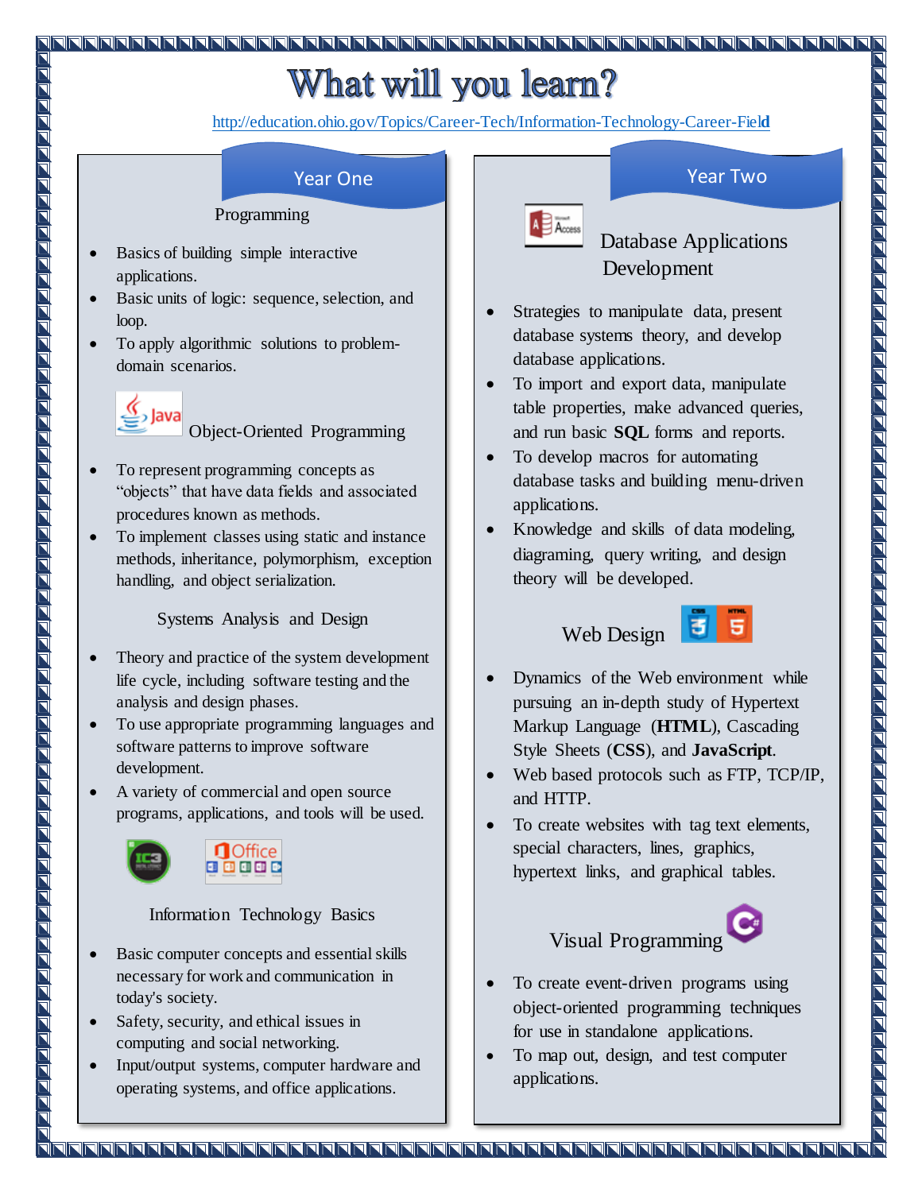# What will you learn?

http://education.ohio.gov/Topics/Career-Tech/Information-Technology-Career-Field

## Year One

### Programming

- Basics of building simple interactive applications.
- Basic units of logic: sequence, selection, and loop.
- To apply algorithmic solutions to problem-domain scenarios.

### Object-Oriented Programming

- To represent programming concepts as "objects" that have data fields and associated procedures known as methods.
- To implement classes using static and instance methods, inheritance, polymorphism, exception handling, and object serialization.

### Systems Analysis and Design

- Theory and practice of the system development life cycle, including software testing and the analysis and design phases.
- To use appropriate programming languages and software patterns to improve software development.
- A variety of commercial and open source programs, applications, and tools will be used.

### Information Technology Basics

- Basic computer concepts and essential skills necessary for work and communication in today's society.
- Safety, security, and ethical issues in computing and social networking.
- Input/output systems, computer hardware and operating systems, and office applications.

## Year Two

### Database Applications Development

- Strategies to manipulate data, present database systems theory, and develop database applications.
- To import and export data, manipulate table properties, make advanced queries, and run basic **SQL** forms and reports.
- To develop macros for automating database tasks and building menu-driven applications.
- Knowledge and skills of data modeling, diagraming, query writing, and design theory will be developed.

### Web Design

- Dynamics of the Web environment while pursuing an in-depth study of Hypertext Markup Language (**HTML**), Cascading Style Sheets (**CSS**), and **JavaScript**.
- Web based protocols such as FTP, TCP/IP, and HTTP.
- To create websites with tag text elements, special characters, lines, graphics, hypertext links, and graphical tables.

### Visual Programming

- To create event-driven programs using object-oriented programming techniques for use in standalone applications.
- To map out, design, and test computer applications.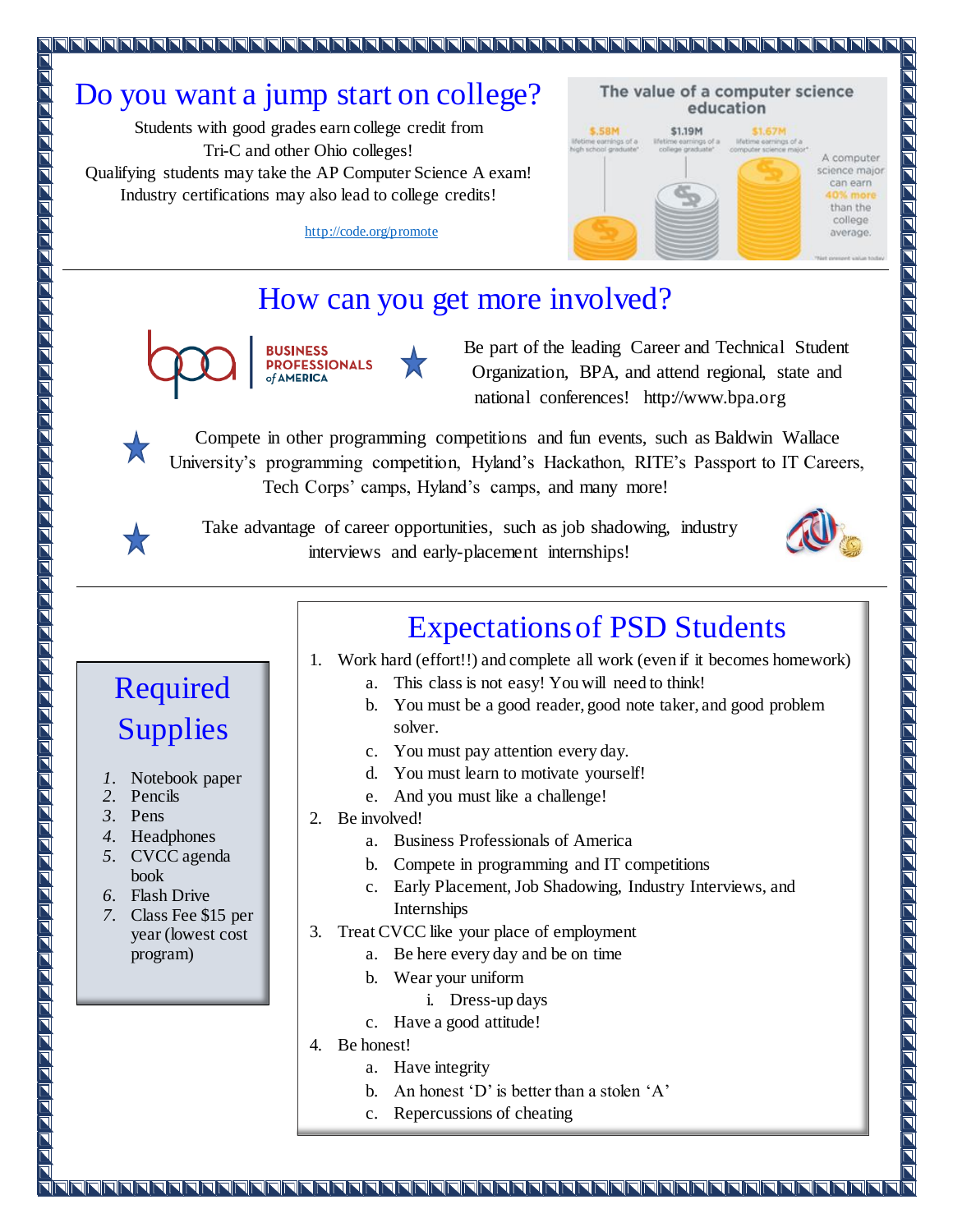# Do you want a jump start on college?

Students with good grades earn college credit from Tri-C and other Ohio colleges!
Qualifying students may take the AP Computer Science A exam!
Industry certifications may also lead to college credits!

http://code.org/promote

The value of a computer science education

$.58M lifetime earnings of a high school graduate*

$1.19M lifetime earnings of a college graduate*

$1.67M lifetime earnings of a computer science major*

A computer science major can earn 40% more than the college average.

*Net present value today

---

# How can you get more involved?

BUSINESS PROFESSIONALS of AMERICA

- Be part of the leading Career and Technical Student Organization, BPA, and attend regional, state and national conferences! http://www.bpa.org
- Compete in other programming competitions and fun events, such as Baldwin Wallace University's programming competition, Hyland's Hackathon, RITE's Passport to IT Careers, Tech Corps' camps, Hyland's camps, and many more!
- Take advantage of career opportunities, such as job shadowing, industry interviews and early-placement internships!

---

## Required Supplies

1. Notebook paper
2. Pencils
3. Pens
4. Headphones
5. CVCC agenda book
6. Flash Drive
7. Class Fee $15 per year (lowest cost program)

## Expectations of PSD Students

1. Work hard (effort!!) and complete all work (even if it becomes homework)
   a. This class is not easy! You will need to think!
   b. You must be a good reader, good note taker, and good problem solver.
   c. You must pay attention every day.
   d. You must learn to motivate yourself!
   e. And you must like a challenge!
2. Be involved!
   a. Business Professionals of America
   b. Compete in programming and IT competitions
   c. Early Placement, Job Shadowing, Industry Interviews, and Internships
3. Treat CVCC like your place of employment
   a. Be here every day and be on time
   b. Wear your uniform
      i. Dress-up days
   c. Have a good attitude!
4. Be honest!
   a. Have integrity
   b. An honest 'D' is better than a stolen 'A'
   c. Repercussions of cheating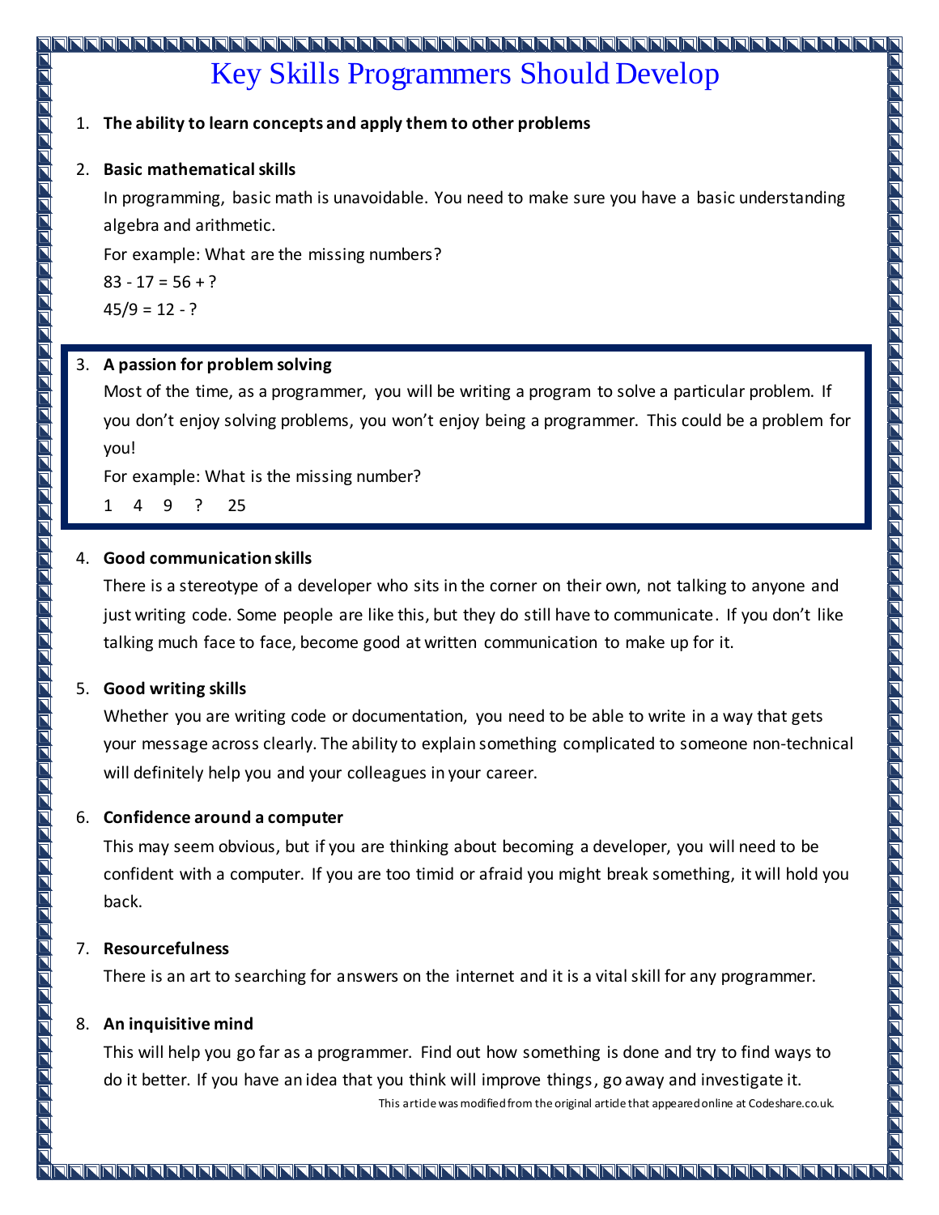# Key Skills Programmers Should Develop

1. **The ability to learn concepts and apply them to other problems**

2. **Basic mathematical skills**

   In programming, basic math is unavoidable. You need to make sure you have a basic understanding algebra and arithmetic.

   For example: What are the missing numbers?

   83 - 17 = 56 + ?

   45/9 = 12 - ?

3. **A passion for problem solving**

   Most of the time, as a programmer, you will be writing a program to solve a particular problem. If you don't enjoy solving problems, you won't enjoy being a programmer. This could be a problem for you!

   For example: What is the missing number?

   1 4 9 ? 25

4. **Good communication skills**

   There is a stereotype of a developer who sits in the corner on their own, not talking to anyone and just writing code. Some people are like this, but they do still have to communicate. If you don't like talking much face to face, become good at written communication to make up for it.

5. **Good writing skills**

   Whether you are writing code or documentation, you need to be able to write in a way that gets your message across clearly. The ability to explain something complicated to someone non-technical will definitely help you and your colleagues in your career.

6. **Confidence around a computer**

   This may seem obvious, but if you are thinking about becoming a developer, you will need to be confident with a computer. If you are too timid or afraid you might break something, it will hold you back.

7. **Resourcefulness**

   There is an art to searching for answers on the internet and it is a vital skill for any programmer.

8. **An inquisitive mind**

   This will help you go far as a programmer. Find out how something is done and try to find ways to do it better. If you have an idea that you think will improve things, go away and investigate it.

This article was modified from the original article that appeared online at Codeshare.co.uk.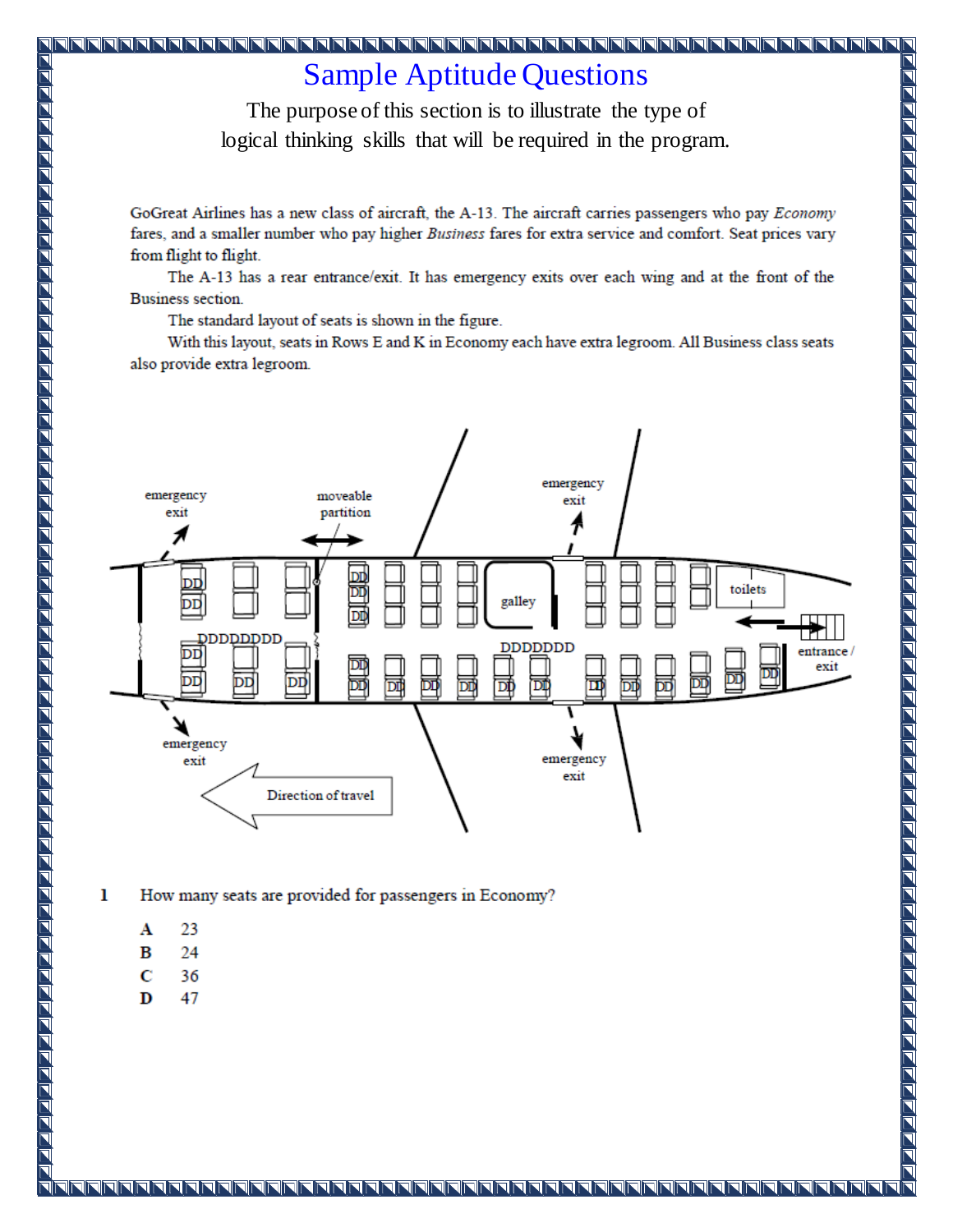# Sample Aptitude Questions

The purpose of this section is to illustrate the type of logical thinking skills that will be required in the program.

GoGreat Airlines has a new class of aircraft, the A-13. The aircraft carries passengers who pay *Economy* fares, and a smaller number who pay higher *Business* fares for extra service and comfort. Seat prices vary from flight to flight.

The A-13 has a rear entrance/exit. It has emergency exits over each wing and at the front of the Business section.

The standard layout of seats is shown in the figure.

With this layout, seats in Rows E and K in Economy each have extra legroom. All Business class seats also provide extra legroom.

**1** How many seats are provided for passengers in Economy?

- **A** 23
- **B** 24
- **C** 36
- **D** 47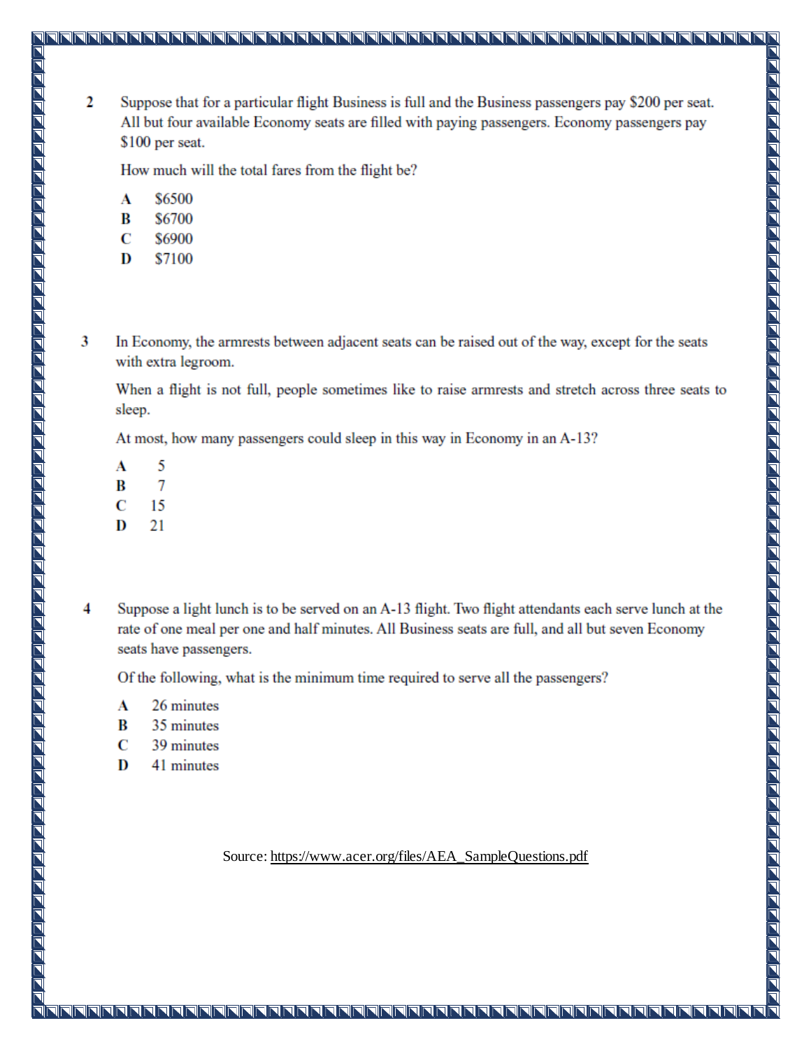**2** Suppose that for a particular flight Business is full and the Business passengers pay $200 per seat. All but four available Economy seats are filled with paying passengers. Economy passengers pay $100 per seat.

How much will the total fares from the flight be?

- **A** $6500
- **B** $6700
- **C** $6900
- **D** $7100

**3** In Economy, the armrests between adjacent seats can be raised out of the way, except for the seats with extra legroom.

When a flight is not full, people sometimes like to raise armrests and stretch across three seats to sleep.

At most, how many passengers could sleep in this way in Economy in an A-13?

- **A** 5
- **B** 7
- **C** 15
- **D** 21

**4** Suppose a light lunch is to be served on an A-13 flight. Two flight attendants each serve lunch at the rate of one meal per one and half minutes. All Business seats are full, and all but seven Economy seats have passengers.

Of the following, what is the minimum time required to serve all the passengers?

- **A** 26 minutes
- **B** 35 minutes
- **C** 39 minutes
- **D** 41 minutes

Source: https://www.acer.org/files/AEA_SampleQuestions.pdf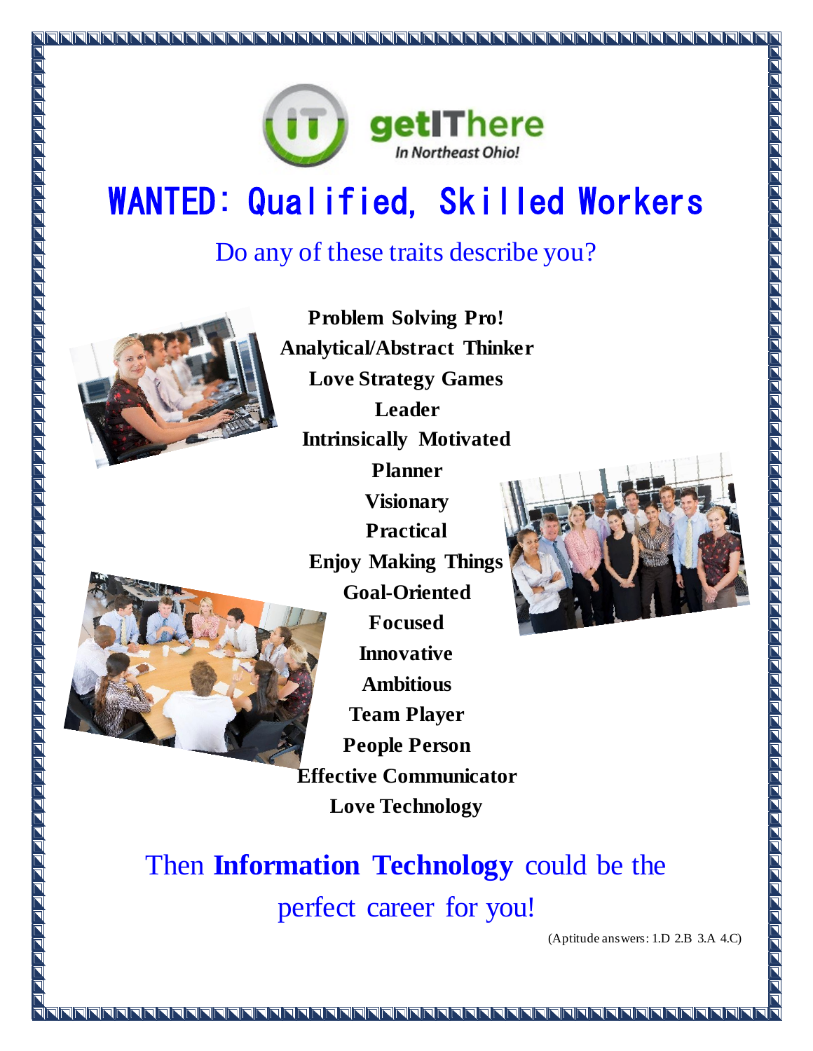getIThere
*In Northeast Ohio!*

# WANTED: Qualified, Skilled Workers

## Do any of these traits describe you?

**Problem Solving Pro!**
**Analytical/Abstract Thinker**
**Love Strategy Games**
**Leader**
**Intrinsically Motivated**
**Planner**
**Visionary**
**Practical**
**Enjoy Making Things**
**Goal-Oriented**
**Focused**
**Innovative**
**Ambitious**
**Team Player**
**People Person**
**Effective Communicator**
**Love Technology**

## Then **Information Technology** could be the perfect career for you!

(Aptitude answers: 1.D 2.B 3.A 4.C)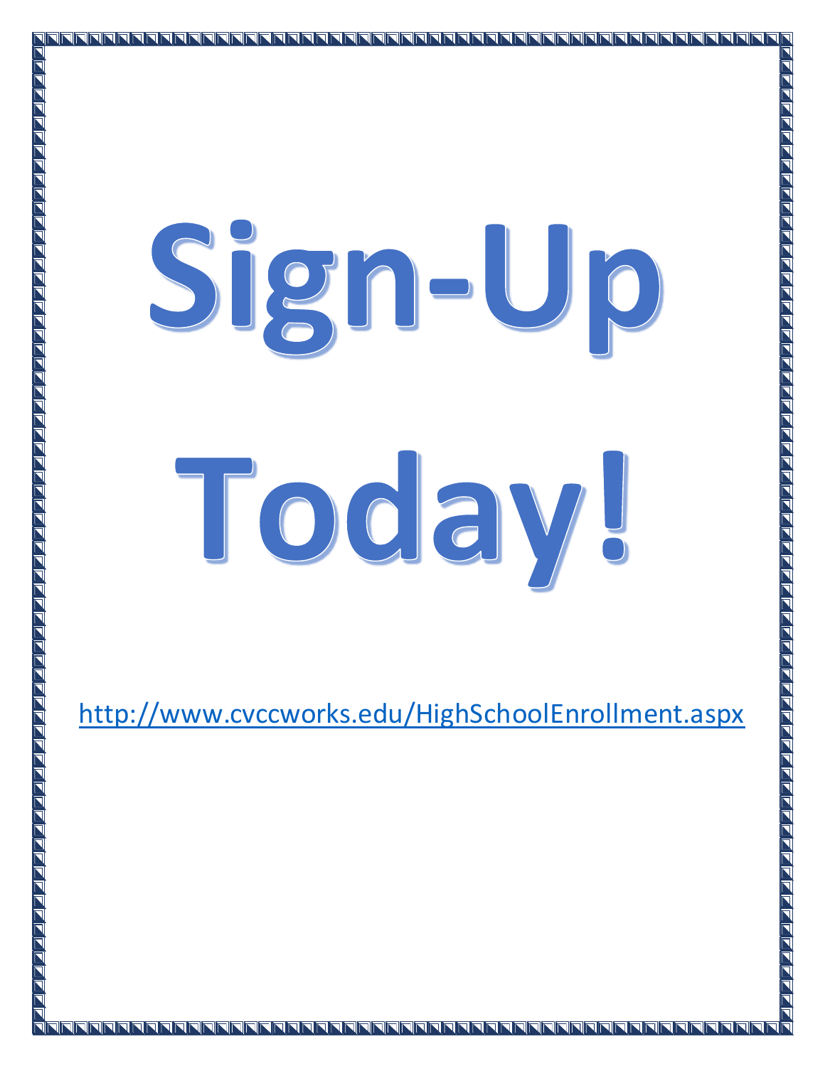# Sign-Up

# Today!

[http://www.cvccworks.edu/HighSchoolEnrollment.aspx](http://www.cvccworks.edu/HighSchoolEnrollment.aspx)